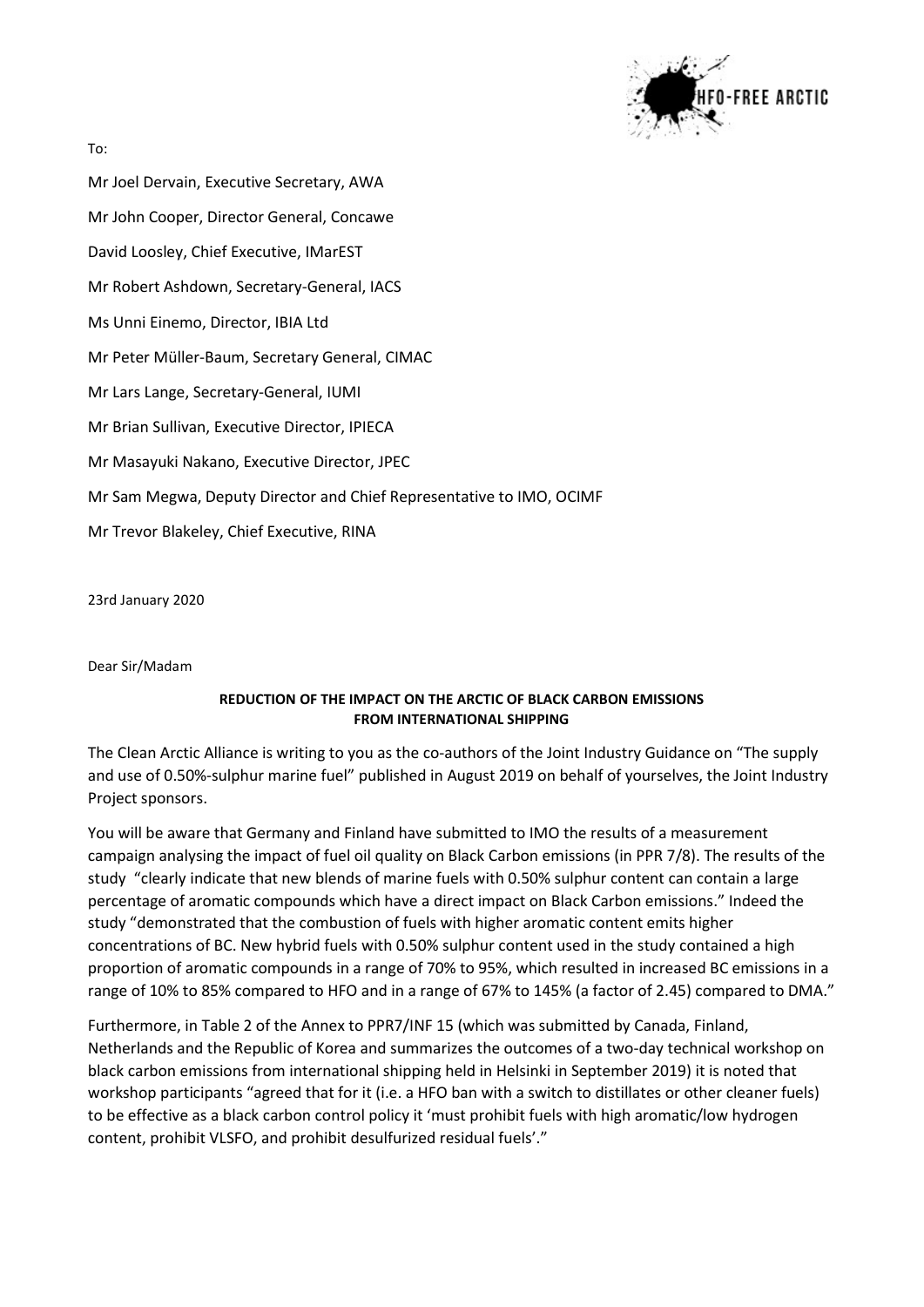HFO-FREE ARCTIC

To:

Mr Joel Dervain, Executive Secretary, AWA

Mr John Cooper, Director General, Concawe

David Loosley, Chief Executive, IMarEST

Mr Robert Ashdown, Secretary-General, IACS

Ms Unni Einemo, Director, IBIA Ltd

Mr Peter Müller-Baum, Secretary General, CIMAC

Mr Lars Lange, Secretary-General, IUMI

Mr Brian Sullivan, Executive Director, IPIECA

Mr Masayuki Nakano, Executive Director, JPEC

Mr Sam Megwa, Deputy Director and Chief Representative to IMO, OCIMF

Mr Trevor Blakeley, Chief Executive, RINA

23rd January 2020

Dear Sir/Madam

**REDUCTION OF THE IMPACT ON THE ARCTIC OF BLACK CARBON EMISSIONS FROM INTERNATIONAL SHIPPING**

The Clean Arctic Alliance is writing to you as the co-authors of the Joint Industry Guidance on "The supply and use of 0.50%-sulphur marine fuel" published in August 2019 on behalf of yourselves, the Joint Industry Project sponsors.

You will be aware that Germany and Finland have submitted to IMO the results of a measurement campaign analysing the impact of fuel oil quality on Black Carbon emissions (in PPR 7/8). The results of the study "clearly indicate that new blends of marine fuels with 0.50% sulphur content can contain a large percentage of aromatic compounds which have a direct impact on Black Carbon emissions." Indeed the study "demonstrated that the combustion of fuels with higher aromatic content emits higher concentrations of BC. New hybrid fuels with 0.50% sulphur content used in the study contained a high proportion of aromatic compounds in a range of 70% to 95%, which resulted in increased BC emissions in a range of 10% to 85% compared to HFO and in a range of 67% to 145% (a factor of 2.45) compared to DMA."

Furthermore, in Table 2 of the Annex to PPR7/INF 15 (which was submitted by Canada, Finland, Netherlands and the Republic of Korea and summarizes the outcomes of a two-day technical workshop on black carbon emissions from international shipping held in Helsinki in September 2019) it is noted that workshop participants "agreed that for it (i.e. a HFO ban with a switch to distillates or other cleaner fuels) to be effective as a black carbon control policy it 'must prohibit fuels with high aromatic/low hydrogen content, prohibit VLSFO, and prohibit desulfurized residual fuels'."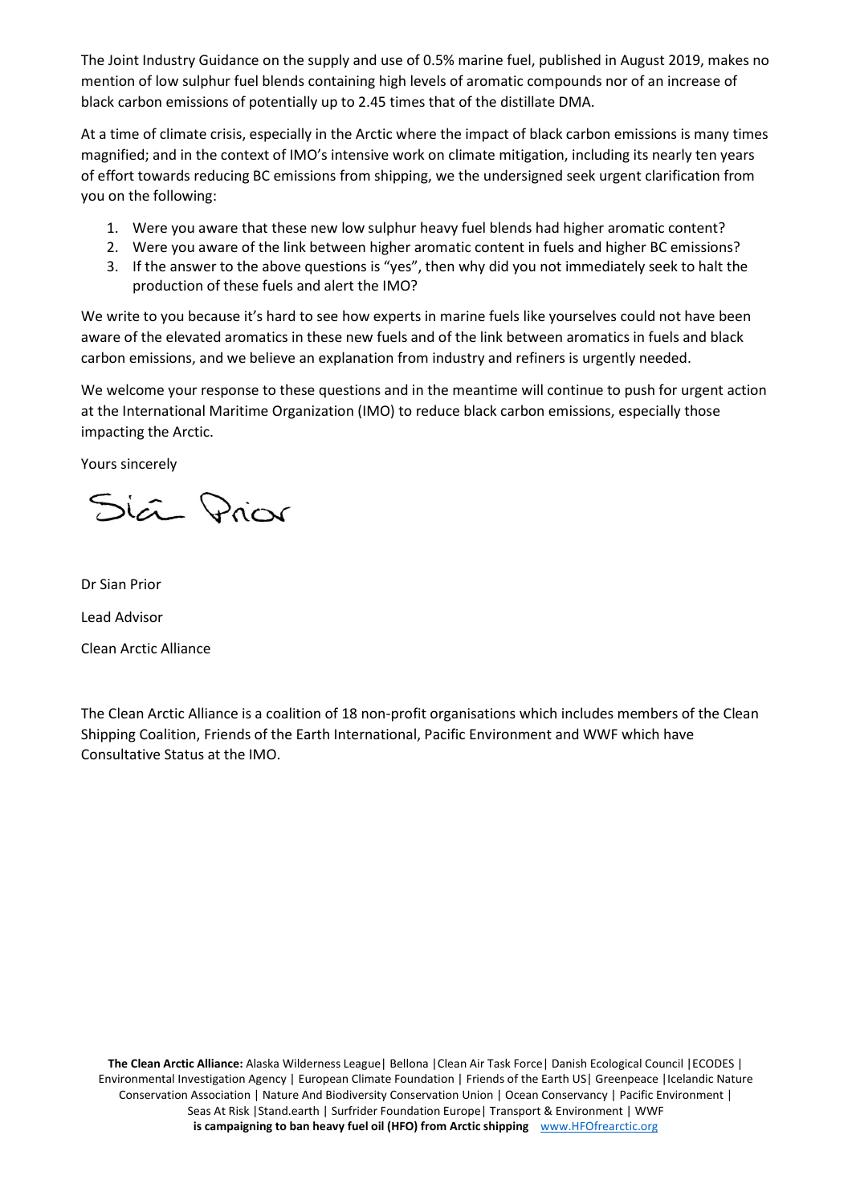The Joint Industry Guidance on the supply and use of 0.5% marine fuel, published in August 2019, makes no mention of low sulphur fuel blends containing high levels of aromatic compounds nor of an increase of black carbon emissions of potentially up to 2.45 times that of the distillate DMA.

At a time of climate crisis, especially in the Arctic where the impact of black carbon emissions is many times magnified; and in the context of IMO's intensive work on climate mitigation, including its nearly ten years of effort towards reducing BC emissions from shipping, we the undersigned seek urgent clarification from you on the following:

1. Were you aware that these new low sulphur heavy fuel blends had higher aromatic content?
2. Were you aware of the link between higher aromatic content in fuels and higher BC emissions?
3. If the answer to the above questions is "yes", then why did you not immediately seek to halt the production of these fuels and alert the IMO?

We write to you because it's hard to see how experts in marine fuels like yourselves could not have been aware of the elevated aromatics in these new fuels and of the link between aromatics in fuels and black carbon emissions, and we believe an explanation from industry and refiners is urgently needed.

We welcome your response to these questions and in the meantime will continue to push for urgent action at the International Maritime Organization (IMO) to reduce black carbon emissions, especially those impacting the Arctic.

Yours sincerely

Siân Prior

Dr Sian Prior

Lead Advisor

Clean Arctic Alliance

The Clean Arctic Alliance is a coalition of 18 non-profit organisations which includes members of the Clean Shipping Coalition, Friends of the Earth International, Pacific Environment and WWF which have Consultative Status at the IMO.

**The Clean Arctic Alliance:** Alaska Wilderness League| Bellona |Clean Air Task Force| Danish Ecological Council |ECODES | Environmental Investigation Agency | European Climate Foundation | Friends of the Earth US| Greenpeace |Icelandic Nature Conservation Association | Nature And Biodiversity Conservation Union | Ocean Conservancy | Pacific Environment | Seas At Risk |Stand.earth | Surfrider Foundation Europe| Transport & Environment | WWF
**is campaigning to ban heavy fuel oil (HFO) from Arctic shipping** www.HFOfrearctic.org